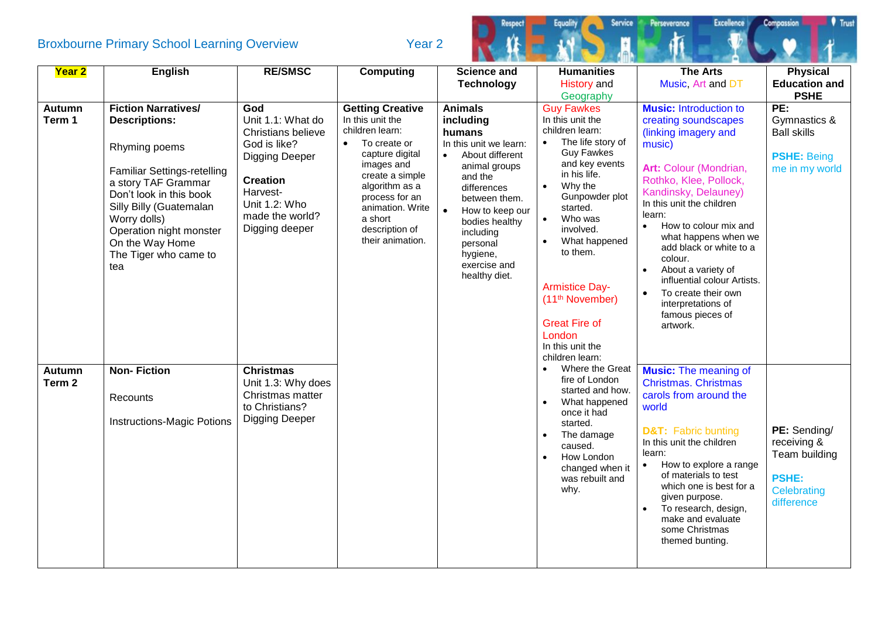Broxbourne Primary School Learning Overview

Year 2

| Year 2 | English | RE/SMSC | Computing | Science and Technology | Humanities History and Geography | The Arts Music, Art and DT | Physical Education and PSHE |
|---|---|---|---|---|---|---|---|
| Autumn Term 1 | **Fiction Narratives/ Descriptions:**<br><br>Rhyming poems<br><br>Familiar Settings-retelling a story TAF Grammar<br>Don't look in this book<br>Silly Billy (Guatemalan Worry dolls)<br>Operation night monster<br>On the Way Home<br>The Tiger who came to tea | **God**<br>Unit 1.1: What do Christians believe God is like?<br>Digging Deeper<br><br>**Creation**<br>Harvest-<br>Unit 1.2: Who made the world?<br>Digging deeper | **Getting Creative**<br>In this unit the children learn:<br>• To create or capture digital images and create a simple algorithm as a process for an animation. Write a short description of their animation. | **Animals including humans**<br>In this unit we learn:<br>• About different animal groups and the differences between them.<br>• How to keep our bodies healthy including personal hygiene, exercise and healthy diet. | Guy Fawkes<br>In this unit the children learn:<br>• The life story of Guy Fawkes and key events in his life.<br>• Why the Gunpowder plot started.<br>• Who was involved.<br>• What happened to them.<br><br>Armistice Day- (11th November)<br><br>Great Fire of London<br>In this unit the children learn:<br>• Where the Great fire of London started and how.<br>• What happened once it had started.<br>• The damage caused.<br>• How London changed when it was rebuilt and why. | **Music:** Introduction to creating soundscapes (linking imagery and music)<br><br>**Art:** Colour (Mondrian, Rothko, Klee, Pollock, Kandinsky, Delauney)<br>In this unit the children learn:<br>• How to colour mix and what happens when we add black or white to a colour.<br>• About a variety of influential colour Artists.<br>• To create their own interpretations of famous pieces of artwork. | **PE:** Gymnastics & Ball skills<br><br>**PSHE:** Being me in my world |
| Autumn Term 2 | **Non- Fiction**<br><br>Recounts<br><br>Instructions-Magic Potions | **Christmas**<br>Unit 1.3: Why does Christmas matter to Christians?<br>Digging Deeper | | | | **Music:** The meaning of Christmas. Christmas carols from around the world<br><br>**D&T:** Fabric bunting<br>In this unit the children learn:<br>• How to explore a range of materials to test which one is best for a given purpose.<br>• To research, design, make and evaluate some Christmas themed bunting. | **PE:** Sending/ receiving & Team building<br><br>**PSHE:** Celebrating difference |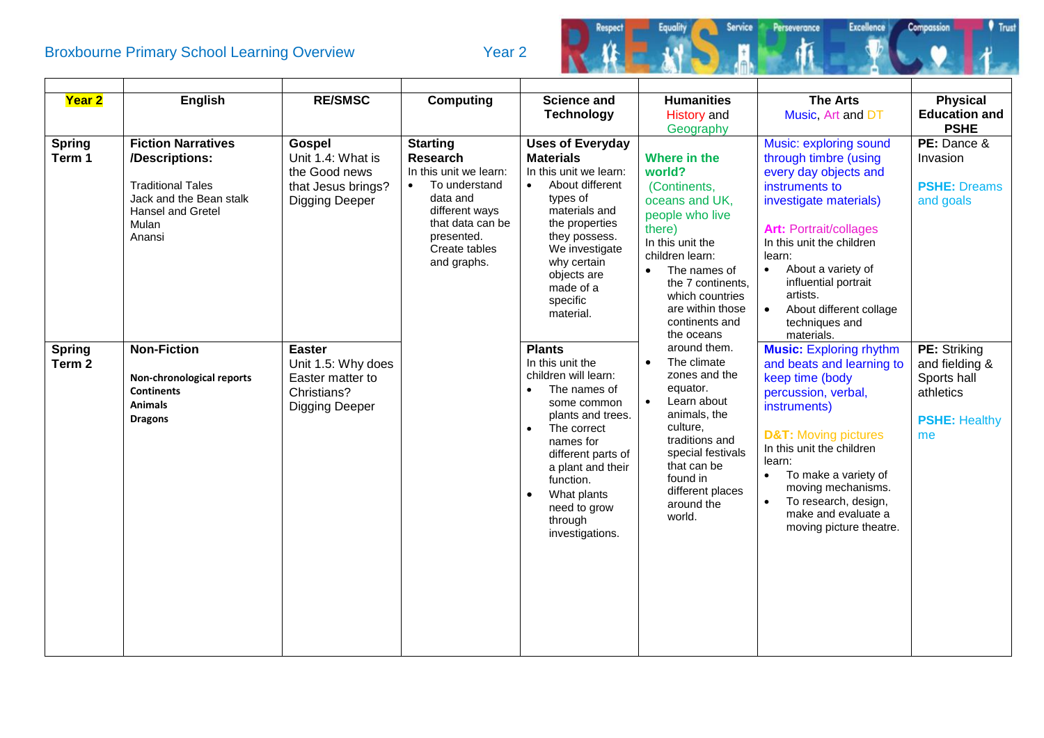Broxbourne Primary School Learning Overview Year 2

Respect Equality Service Perseverance Excellence Compassion Trust

| **Year 2** | **English** | **RE/SMSC** | **Computing** | **Science and Technology** | **Humanities** History and Geography | **The Arts** Music, Art and DT | **Physical Education and PSHE** |
|---|---|---|---|---|---|---|---|
| **Spring Term 1** | **Fiction Narratives /Descriptions:**<br><br>Traditional Tales<br>Jack and the Bean stalk<br>Hansel and Gretel<br>Mulan<br>Anansi | **Gospel**<br>Unit 1.4: What is the Good news that Jesus brings? Digging Deeper | **Starting Research**<br>In this unit we learn:<br>• To understand data and different ways that data can be presented. Create tables and graphs. | **Uses of Everyday Materials**<br>In this unit we learn:<br>• About different types of materials and the properties they possess. We investigate why certain objects are made of a specific material. | **Where in the world?**<br>(Continents, oceans and UK, people who live there)<br>In this unit the children learn:<br>• The names of the 7 continents, which countries are within those continents and the oceans around them.<br>• The climate zones and the equator.<br>• Learn about animals, the culture, traditions and special festivals that can be found in different places around the world. | Music: exploring sound through timbre (using every day objects and instruments to investigate materials)<br><br>**Art:** Portrait/collages<br>In this unit the children learn:<br>• About a variety of influential portrait artists.<br>• About different collage techniques and materials. | **PE:** Dance & Invasion<br><br>**PSHE:** Dreams and goals |
| **Spring Term 2** | **Non-Fiction**<br><br>**Non-chronological reports**<br>**Continents**<br>**Animals**<br>**Dragons** | **Easter**<br>Unit 1.5: Why does Easter matter to Christians? Digging Deeper | | **Plants**<br>In this unit the children will learn:<br>• The names of some common plants and trees.<br>• The correct names for different parts of a plant and their function.<br>• What plants need to grow through investigations. | | **Music:** Exploring rhythm and beats and learning to keep time (body percussion, verbal, instruments)<br><br>**D&T:** Moving pictures<br>In this unit the children learn:<br>• To make a variety of moving mechanisms.<br>• To research, design, make and evaluate a moving picture theatre. | **PE:** Striking and fielding & Sports hall athletics<br><br>**PSHE:** Healthy me |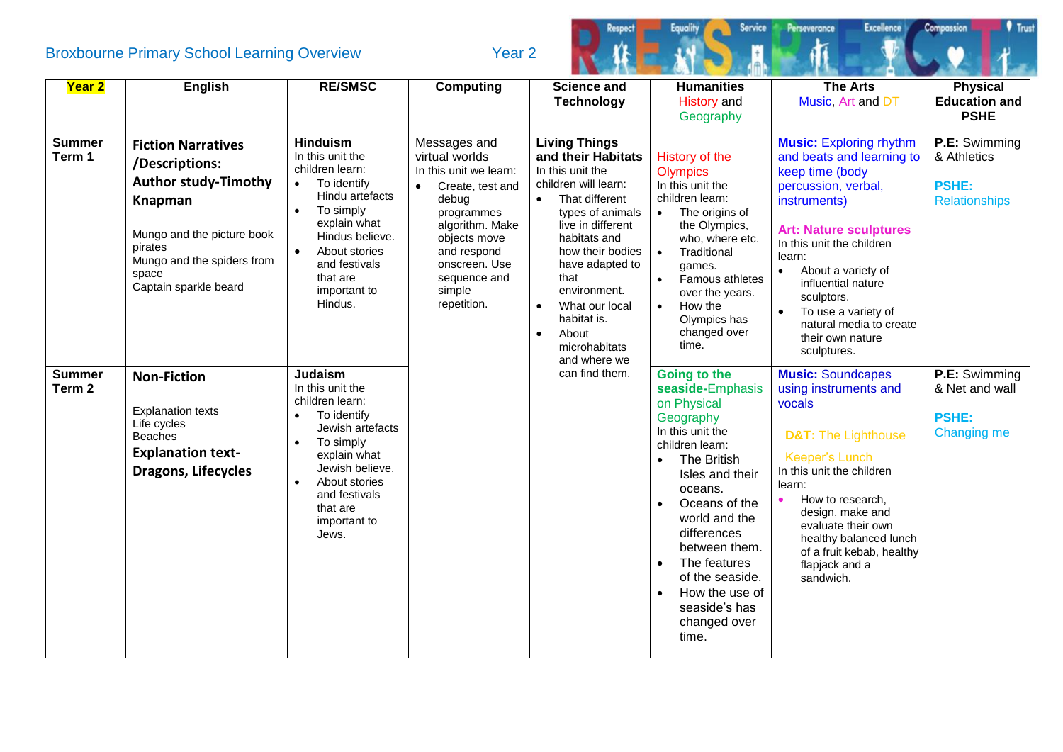Broxbourne Primary School Learning Overview Year 2

| Year 2 | English | RE/SMSC | Computing | Science and Technology | Humanities History and Geography | The Arts Music, Art and DT | Physical Education and PSHE |
|---|---|---|---|---|---|---|---|
| Summer Term 1 | **Fiction Narratives /Descriptions: Author study-Timothy Knapman**<br><br>Mungo and the picture book pirates<br>Mungo and the spiders from space<br>Captain sparkle beard | **Hinduism**<br>In this unit the children learn:<br>• To identify Hindu artefacts<br>• To simply explain what Hindus believe.<br>• About stories and festivals that are important to Hindus. | Messages and virtual worlds<br>In this unit we learn:<br>• Create, test and debug programmes algorithm. Make objects move and respond onscreen. Use sequence and simple repetition. | **Living Things and their Habitats**<br>In this unit the children will learn:<br>• That different types of animals live in different habitats and how their bodies have adapted to that environment.<br>• What our local habitat is.<br>• About microhabitats and where we can find them. | History of the Olympics<br>In this unit the children learn:<br>• The origins of the Olympics, who, where etc.<br>• Traditional games.<br>• Famous athletes over the years.<br>• How the Olympics has changed over time. | **Music:** Exploring rhythm and beats and learning to keep time (body percussion, verbal, instruments)<br><br>**Art: Nature sculptures**<br>In this unit the children learn:<br>• About a variety of influential nature sculptors.<br>• To use a variety of natural media to create their own nature sculptures. | **P.E:** Swimming & Athletics<br><br>**PSHE:** Relationships |
| Summer Term 2 | **Non-Fiction**<br><br>Explanation texts<br>Life cycles<br>Beaches<br>**Explanation text-Dragons, Lifecycles** | **Judaism**<br>In this unit the children learn:<br>• To identify Jewish artefacts<br>• To simply explain what Jewish believe.<br>• About stories and festivals that are important to Jews. | | | **Going to the seaside-**Emphasis on Physical Geography<br>In this unit the children learn:<br>• The British Isles and their oceans.<br>• Oceans of the world and the differences between them.<br>• The features of the seaside.<br>• How the use of seaside's has changed over time. | **Music:** Soundcapes using instruments and vocals<br><br>**D&T:** The Lighthouse Keeper's Lunch<br>In this unit the children learn:<br>• How to research, design, make and evaluate their own healthy balanced lunch of a fruit kebab, healthy flapjack and a sandwich. | **P.E:** Swimming & Net and wall<br><br>**PSHE:** Changing me |